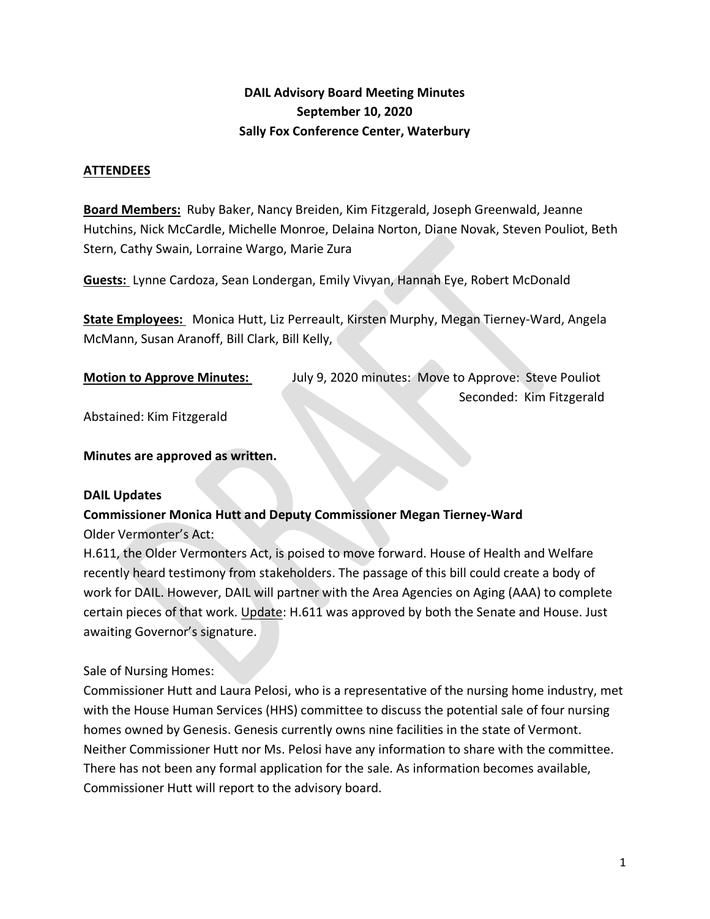**DAIL Advisory Board Meeting Minutes**
**September 10, 2020**
**Sally Fox Conference Center, Waterbury**

**ATTENDEES**

**Board Members:** Ruby Baker, Nancy Breiden, Kim Fitzgerald, Joseph Greenwald, Jeanne Hutchins, Nick McCardle, Michelle Monroe, Delaina Norton, Diane Novak, Steven Pouliot, Beth Stern, Cathy Swain, Lorraine Wargo, Marie Zura

**Guests:** Lynne Cardoza, Sean Londergan, Emily Vivyan, Hannah Eye, Robert McDonald

**State Employees:** Monica Hutt, Liz Perreault, Kirsten Murphy, Megan Tierney-Ward, Angela McMann, Susan Aranoff, Bill Clark, Bill Kelly,

**Motion to Approve Minutes:** July 9, 2020 minutes: Move to Approve: Steve Pouliot
Seconded: Kim Fitzgerald

Abstained: Kim Fitzgerald

**Minutes are approved as written.**

**DAIL Updates**

**Commissioner Monica Hutt and Deputy Commissioner Megan Tierney-Ward**

Older Vermonter's Act:

H.611, the Older Vermonters Act, is poised to move forward. House of Health and Welfare recently heard testimony from stakeholders. The passage of this bill could create a body of work for DAIL. However, DAIL will partner with the Area Agencies on Aging (AAA) to complete certain pieces of that work. Update: H.611 was approved by both the Senate and House. Just awaiting Governor's signature.

Sale of Nursing Homes:

Commissioner Hutt and Laura Pelosi, who is a representative of the nursing home industry, met with the House Human Services (HHS) committee to discuss the potential sale of four nursing homes owned by Genesis. Genesis currently owns nine facilities in the state of Vermont. Neither Commissioner Hutt nor Ms. Pelosi have any information to share with the committee. There has not been any formal application for the sale. As information becomes available, Commissioner Hutt will report to the advisory board.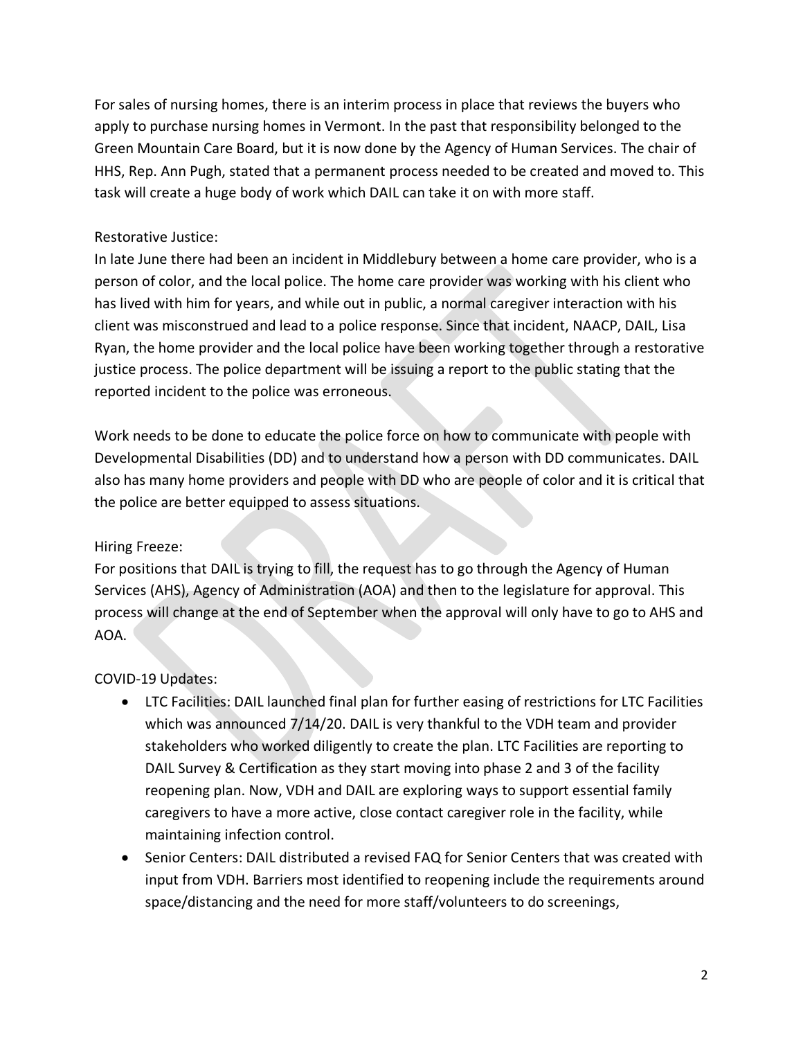For sales of nursing homes, there is an interim process in place that reviews the buyers who apply to purchase nursing homes in Vermont. In the past that responsibility belonged to the Green Mountain Care Board, but it is now done by the Agency of Human Services. The chair of HHS, Rep. Ann Pugh, stated that a permanent process needed to be created and moved to. This task will create a huge body of work which DAIL can take it on with more staff.

Restorative Justice:
In late June there had been an incident in Middlebury between a home care provider, who is a person of color, and the local police. The home care provider was working with his client who has lived with him for years, and while out in public, a normal caregiver interaction with his client was misconstrued and lead to a police response. Since that incident, NAACP, DAIL, Lisa Ryan, the home provider and the local police have been working together through a restorative justice process. The police department will be issuing a report to the public stating that the reported incident to the police was erroneous.

Work needs to be done to educate the police force on how to communicate with people with Developmental Disabilities (DD) and to understand how a person with DD communicates. DAIL also has many home providers and people with DD who are people of color and it is critical that the police are better equipped to assess situations.

Hiring Freeze:
For positions that DAIL is trying to fill, the request has to go through the Agency of Human Services (AHS), Agency of Administration (AOA) and then to the legislature for approval. This process will change at the end of September when the approval will only have to go to AHS and AOA.

COVID-19 Updates:

- LTC Facilities: DAIL launched final plan for further easing of restrictions for LTC Facilities which was announced 7/14/20. DAIL is very thankful to the VDH team and provider stakeholders who worked diligently to create the plan. LTC Facilities are reporting to DAIL Survey & Certification as they start moving into phase 2 and 3 of the facility reopening plan. Now, VDH and DAIL are exploring ways to support essential family caregivers to have a more active, close contact caregiver role in the facility, while maintaining infection control.
- Senior Centers: DAIL distributed a revised FAQ for Senior Centers that was created with input from VDH. Barriers most identified to reopening include the requirements around space/distancing and the need for more staff/volunteers to do screenings,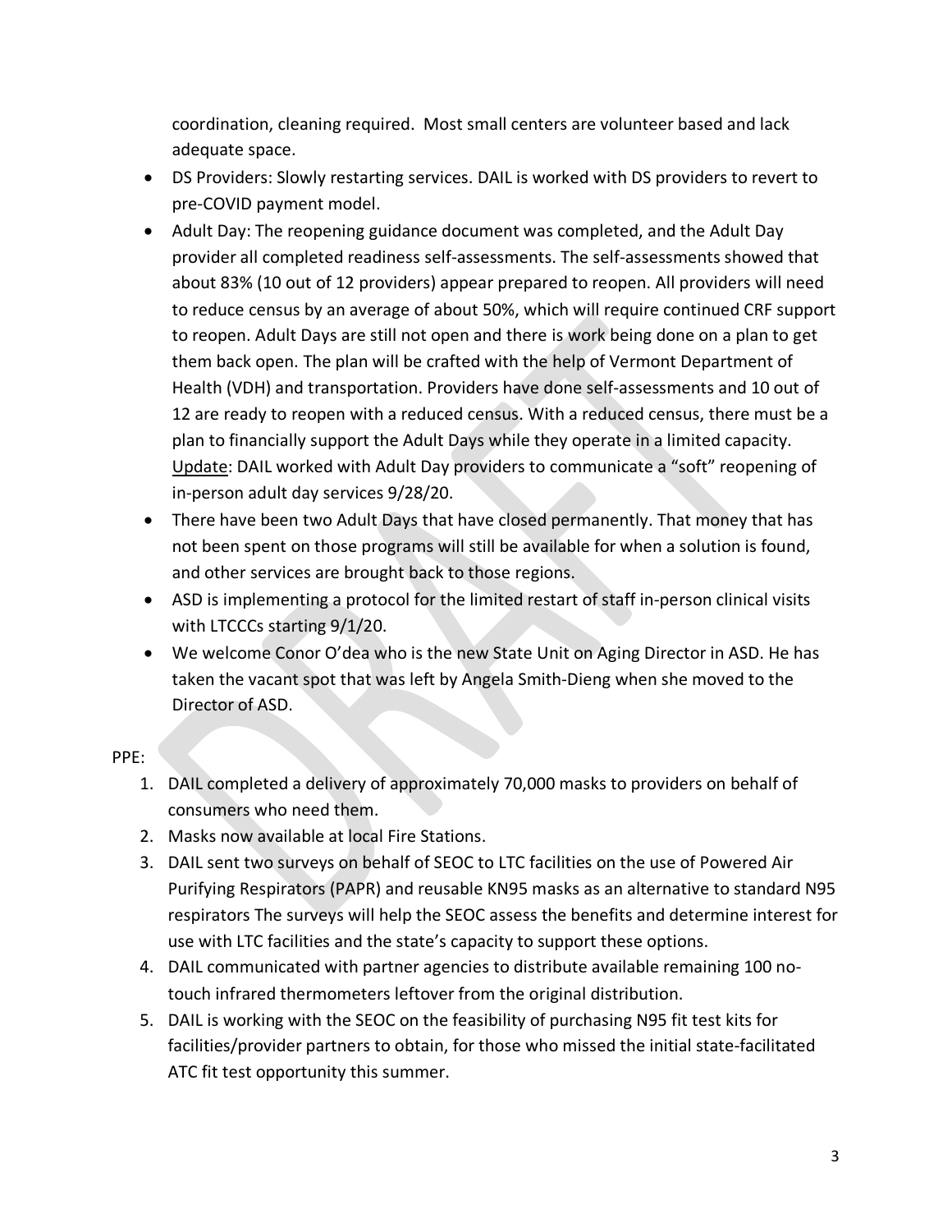coordination, cleaning required. Most small centers are volunteer based and lack adequate space.

- DS Providers: Slowly restarting services. DAIL is worked with DS providers to revert to pre-COVID payment model.
- Adult Day: The reopening guidance document was completed, and the Adult Day provider all completed readiness self-assessments. The self-assessments showed that about 83% (10 out of 12 providers) appear prepared to reopen. All providers will need to reduce census by an average of about 50%, which will require continued CRF support to reopen. Adult Days are still not open and there is work being done on a plan to get them back open. The plan will be crafted with the help of Vermont Department of Health (VDH) and transportation. Providers have done self-assessments and 10 out of 12 are ready to reopen with a reduced census. With a reduced census, there must be a plan to financially support the Adult Days while they operate in a limited capacity. Update: DAIL worked with Adult Day providers to communicate a "soft" reopening of in-person adult day services 9/28/20.
- There have been two Adult Days that have closed permanently. That money that has not been spent on those programs will still be available for when a solution is found, and other services are brought back to those regions.
- ASD is implementing a protocol for the limited restart of staff in-person clinical visits with LTCCCs starting 9/1/20.
- We welcome Conor O'dea who is the new State Unit on Aging Director in ASD. He has taken the vacant spot that was left by Angela Smith-Dieng when she moved to the Director of ASD.

PPE:

1. DAIL completed a delivery of approximately 70,000 masks to providers on behalf of consumers who need them.
2. Masks now available at local Fire Stations.
3. DAIL sent two surveys on behalf of SEOC to LTC facilities on the use of Powered Air Purifying Respirators (PAPR) and reusable KN95 masks as an alternative to standard N95 respirators The surveys will help the SEOC assess the benefits and determine interest for use with LTC facilities and the state's capacity to support these options.
4. DAIL communicated with partner agencies to distribute available remaining 100 no-touch infrared thermometers leftover from the original distribution.
5. DAIL is working with the SEOC on the feasibility of purchasing N95 fit test kits for facilities/provider partners to obtain, for those who missed the initial state-facilitated ATC fit test opportunity this summer.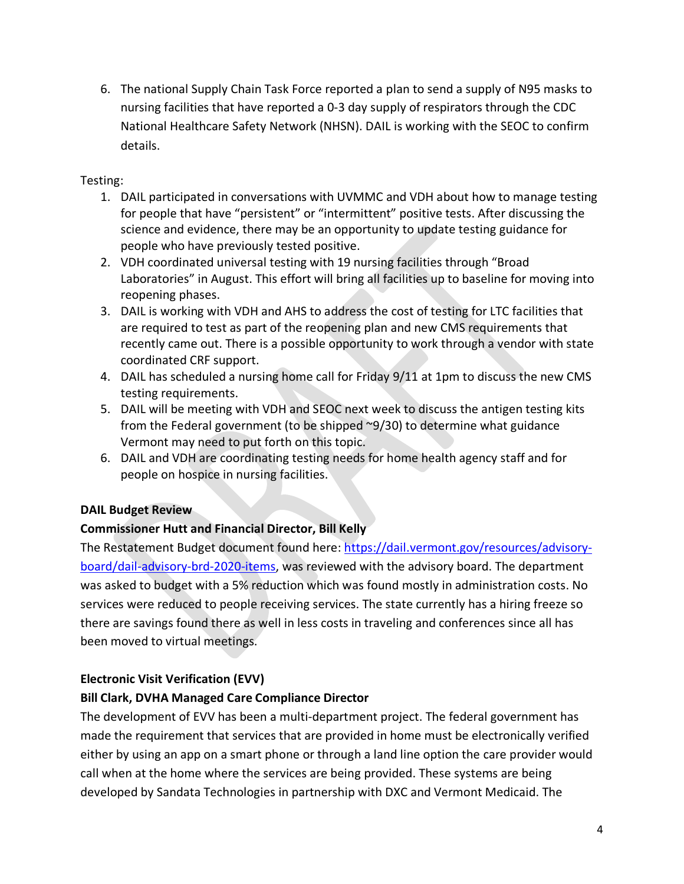6. The national Supply Chain Task Force reported a plan to send a supply of N95 masks to nursing facilities that have reported a 0-3 day supply of respirators through the CDC National Healthcare Safety Network (NHSN). DAIL is working with the SEOC to confirm details.

Testing:

1. DAIL participated in conversations with UVMMC and VDH about how to manage testing for people that have "persistent" or "intermittent" positive tests. After discussing the science and evidence, there may be an opportunity to update testing guidance for people who have previously tested positive.
2. VDH coordinated universal testing with 19 nursing facilities through "Broad Laboratories" in August. This effort will bring all facilities up to baseline for moving into reopening phases.
3. DAIL is working with VDH and AHS to address the cost of testing for LTC facilities that are required to test as part of the reopening plan and new CMS requirements that recently came out. There is a possible opportunity to work through a vendor with state coordinated CRF support.
4. DAIL has scheduled a nursing home call for Friday 9/11 at 1pm to discuss the new CMS testing requirements.
5. DAIL will be meeting with VDH and SEOC next week to discuss the antigen testing kits from the Federal government (to be shipped ~9/30) to determine what guidance Vermont may need to put forth on this topic.
6. DAIL and VDH are coordinating testing needs for home health agency staff and for people on hospice in nursing facilities.

**DAIL Budget Review**

**Commissioner Hutt and Financial Director, Bill Kelly**

The Restatement Budget document found here: https://dail.vermont.gov/resources/advisory-board/dail-advisory-brd-2020-items, was reviewed with the advisory board. The department was asked to budget with a 5% reduction which was found mostly in administration costs. No services were reduced to people receiving services. The state currently has a hiring freeze so there are savings found there as well in less costs in traveling and conferences since all has been moved to virtual meetings.

**Electronic Visit Verification (EVV)**

**Bill Clark, DVHA Managed Care Compliance Director**

The development of EVV has been a multi-department project. The federal government has made the requirement that services that are provided in home must be electronically verified either by using an app on a smart phone or through a land line option the care provider would call when at the home where the services are being provided. These systems are being developed by Sandata Technologies in partnership with DXC and Vermont Medicaid. The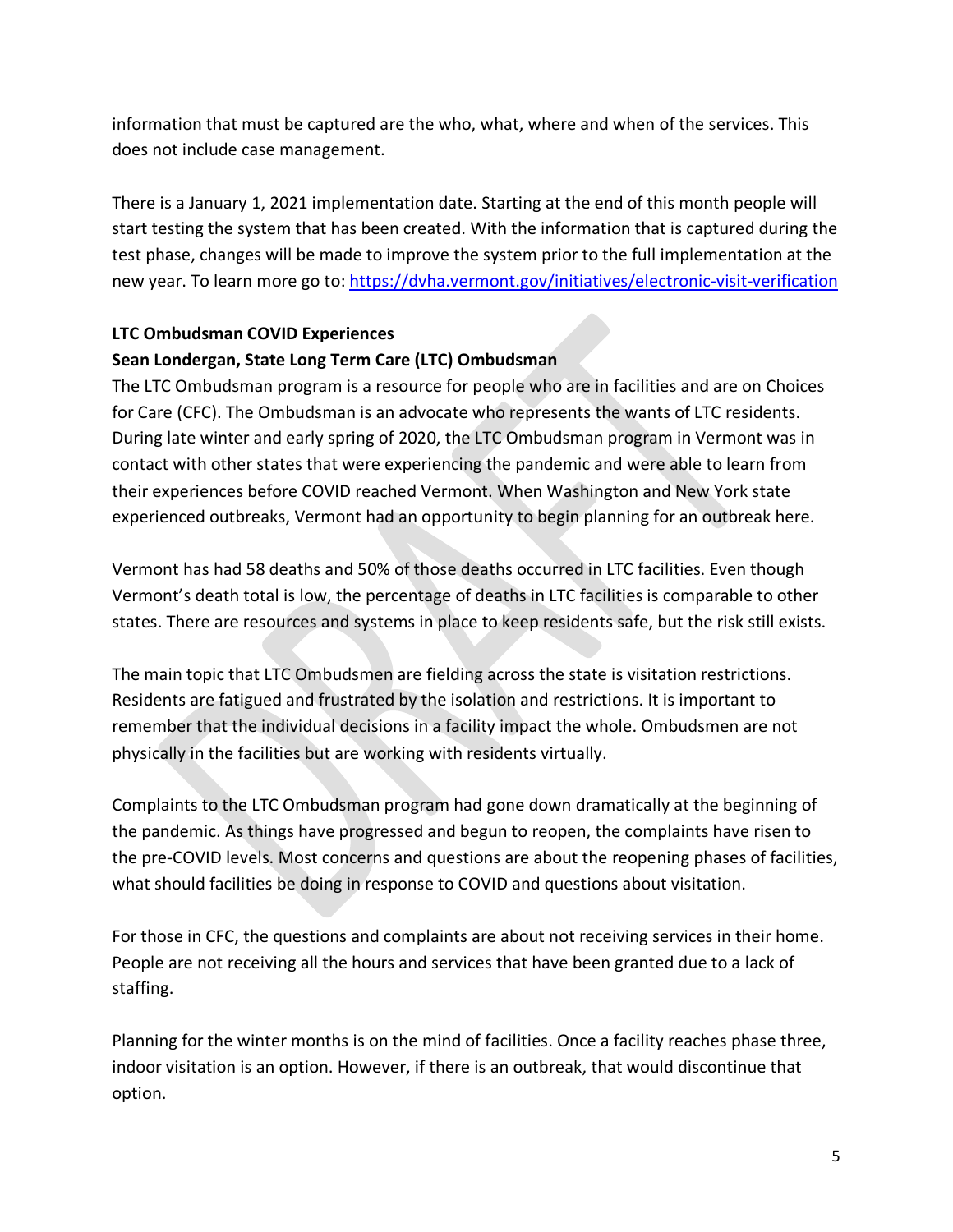information that must be captured are the who, what, where and when of the services. This does not include case management.

There is a January 1, 2021 implementation date. Starting at the end of this month people will start testing the system that has been created. With the information that is captured during the test phase, changes will be made to improve the system prior to the full implementation at the new year. To learn more go to: https://dvha.vermont.gov/initiatives/electronic-visit-verification

**LTC Ombudsman COVID Experiences**
**Sean Londergan, State Long Term Care (LTC) Ombudsman**
The LTC Ombudsman program is a resource for people who are in facilities and are on Choices for Care (CFC). The Ombudsman is an advocate who represents the wants of LTC residents. During late winter and early spring of 2020, the LTC Ombudsman program in Vermont was in contact with other states that were experiencing the pandemic and were able to learn from their experiences before COVID reached Vermont. When Washington and New York state experienced outbreaks, Vermont had an opportunity to begin planning for an outbreak here.

Vermont has had 58 deaths and 50% of those deaths occurred in LTC facilities. Even though Vermont's death total is low, the percentage of deaths in LTC facilities is comparable to other states. There are resources and systems in place to keep residents safe, but the risk still exists.

The main topic that LTC Ombudsmen are fielding across the state is visitation restrictions. Residents are fatigued and frustrated by the isolation and restrictions. It is important to remember that the individual decisions in a facility impact the whole. Ombudsmen are not physically in the facilities but are working with residents virtually.

Complaints to the LTC Ombudsman program had gone down dramatically at the beginning of the pandemic. As things have progressed and begun to reopen, the complaints have risen to the pre-COVID levels. Most concerns and questions are about the reopening phases of facilities, what should facilities be doing in response to COVID and questions about visitation.

For those in CFC, the questions and complaints are about not receiving services in their home. People are not receiving all the hours and services that have been granted due to a lack of staffing.

Planning for the winter months is on the mind of facilities. Once a facility reaches phase three, indoor visitation is an option. However, if there is an outbreak, that would discontinue that option.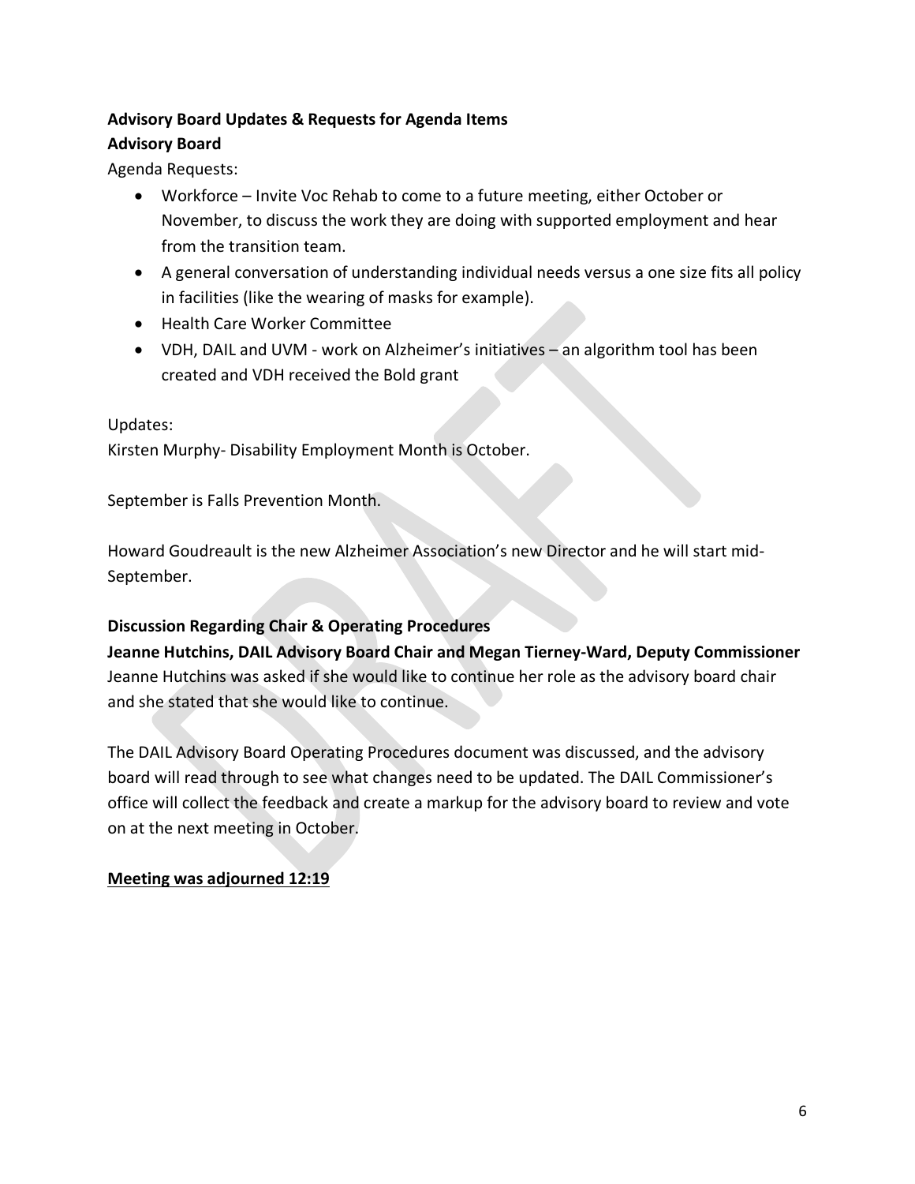**Advisory Board Updates & Requests for Agenda Items**

**Advisory Board**

Agenda Requests:

- Workforce – Invite Voc Rehab to come to a future meeting, either October or November, to discuss the work they are doing with supported employment and hear from the transition team.
- A general conversation of understanding individual needs versus a one size fits all policy in facilities (like the wearing of masks for example).
- Health Care Worker Committee
- VDH, DAIL and UVM - work on Alzheimer's initiatives – an algorithm tool has been created and VDH received the Bold grant

Updates:

Kirsten Murphy- Disability Employment Month is October.

September is Falls Prevention Month.

Howard Goudreault is the new Alzheimer Association's new Director and he will start mid-September.

**Discussion Regarding Chair & Operating Procedures**

**Jeanne Hutchins, DAIL Advisory Board Chair and Megan Tierney-Ward, Deputy Commissioner**

Jeanne Hutchins was asked if she would like to continue her role as the advisory board chair and she stated that she would like to continue.

The DAIL Advisory Board Operating Procedures document was discussed, and the advisory board will read through to see what changes need to be updated. The DAIL Commissioner's office will collect the feedback and create a markup for the advisory board to review and vote on at the next meeting in October.

**Meeting was adjourned 12:19**